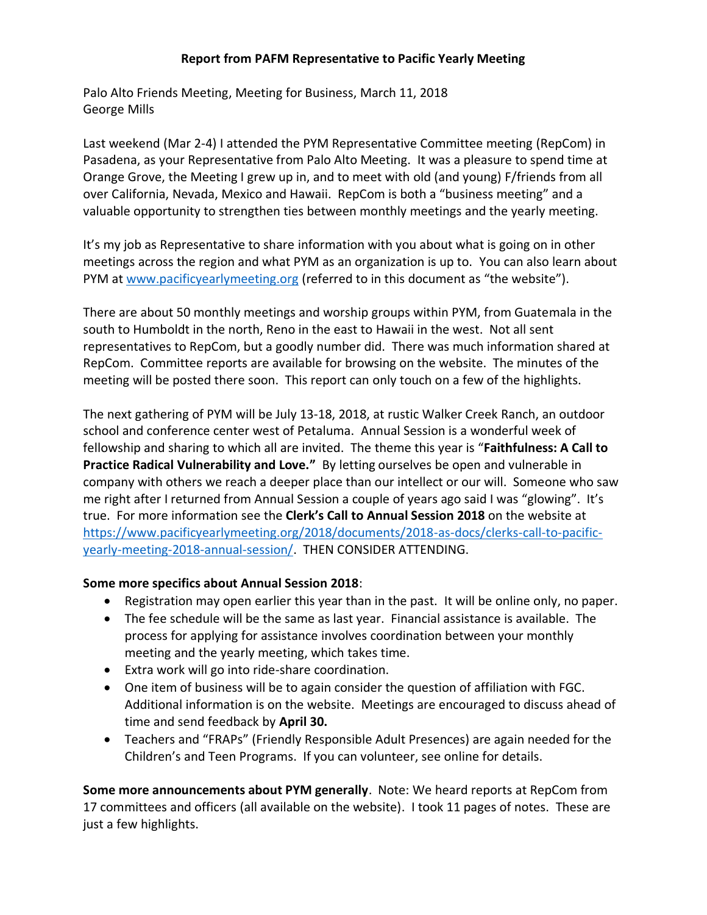# Report from PAFM Representative to Pacific Yearly Meeting

Palo Alto Friends Meeting, Meeting for Business, March 11, 2018
George Mills

Last weekend (Mar 2-4) I attended the PYM Representative Committee meeting (RepCom) in Pasadena, as your Representative from Palo Alto Meeting. It was a pleasure to spend time at Orange Grove, the Meeting I grew up in, and to meet with old (and young) F/friends from all over California, Nevada, Mexico and Hawaii. RepCom is both a "business meeting" and a valuable opportunity to strengthen ties between monthly meetings and the yearly meeting.

It's my job as Representative to share information with you about what is going on in other meetings across the region and what PYM as an organization is up to. You can also learn about PYM at [www.pacificyearlymeeting.org](http://www.pacificyearlymeeting.org) (referred to in this document as "the website").

There are about 50 monthly meetings and worship groups within PYM, from Guatemala in the south to Humboldt in the north, Reno in the east to Hawaii in the west. Not all sent representatives to RepCom, but a goodly number did. There was much information shared at RepCom. Committee reports are available for browsing on the website. The minutes of the meeting will be posted there soon. This report can only touch on a few of the highlights.

The next gathering of PYM will be July 13-18, 2018, at rustic Walker Creek Ranch, an outdoor school and conference center west of Petaluma. Annual Session is a wonderful week of fellowship and sharing to which all are invited. The theme this year is "**Faithfulness: A Call to Practice Radical Vulnerability and Love."** By letting ourselves be open and vulnerable in company with others we reach a deeper place than our intellect or our will. Someone who saw me right after I returned from Annual Session a couple of years ago said I was "glowing". It's true. For more information see the **Clerk's Call to Annual Session 2018** on the website at [https://www.pacificyearlymeeting.org/2018/documents/2018-as-docs/clerks-call-to-pacific-yearly-meeting-2018-annual-session/](https://www.pacificyearlymeeting.org/2018/documents/2018-as-docs/clerks-call-to-pacific-yearly-meeting-2018-annual-session/). THEN CONSIDER ATTENDING.

**Some more specifics about Annual Session 2018**:

- Registration may open earlier this year than in the past. It will be online only, no paper.
- The fee schedule will be the same as last year. Financial assistance is available. The process for applying for assistance involves coordination between your monthly meeting and the yearly meeting, which takes time.
- Extra work will go into ride-share coordination.
- One item of business will be to again consider the question of affiliation with FGC. Additional information is on the website. Meetings are encouraged to discuss ahead of time and send feedback by **April 30.**
- Teachers and "FRAPs" (Friendly Responsible Adult Presences) are again needed for the Children's and Teen Programs. If you can volunteer, see online for details.

**Some more announcements about PYM generally**. Note: We heard reports at RepCom from 17 committees and officers (all available on the website). I took 11 pages of notes. These are just a few highlights.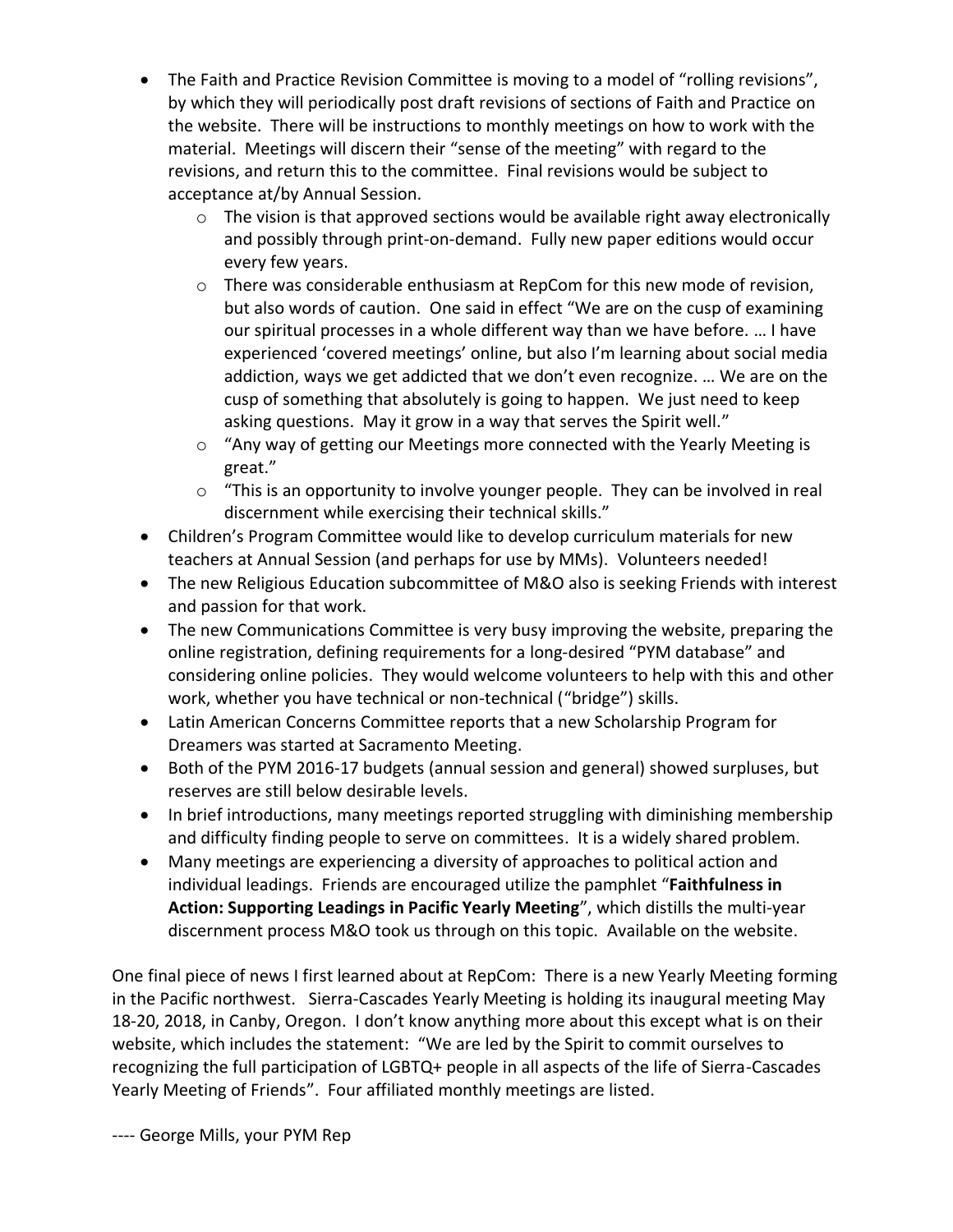- The Faith and Practice Revision Committee is moving to a model of "rolling revisions", by which they will periodically post draft revisions of sections of Faith and Practice on the website. There will be instructions to monthly meetings on how to work with the material. Meetings will discern their "sense of the meeting" with regard to the revisions, and return this to the committee. Final revisions would be subject to acceptance at/by Annual Session.
    - The vision is that approved sections would be available right away electronically and possibly through print-on-demand. Fully new paper editions would occur every few years.
    - There was considerable enthusiasm at RepCom for this new mode of revision, but also words of caution. One said in effect "We are on the cusp of examining our spiritual processes in a whole different way than we have before. … I have experienced 'covered meetings' online, but also I'm learning about social media addiction, ways we get addicted that we don't even recognize. … We are on the cusp of something that absolutely is going to happen. We just need to keep asking questions. May it grow in a way that serves the Spirit well."
    - "Any way of getting our Meetings more connected with the Yearly Meeting is great."
    - "This is an opportunity to involve younger people. They can be involved in real discernment while exercising their technical skills."
- Children's Program Committee would like to develop curriculum materials for new teachers at Annual Session (and perhaps for use by MMs). Volunteers needed!
- The new Religious Education subcommittee of M&O also is seeking Friends with interest and passion for that work.
- The new Communications Committee is very busy improving the website, preparing the online registration, defining requirements for a long-desired "PYM database" and considering online policies. They would welcome volunteers to help with this and other work, whether you have technical or non-technical ("bridge") skills.
- Latin American Concerns Committee reports that a new Scholarship Program for Dreamers was started at Sacramento Meeting.
- Both of the PYM 2016-17 budgets (annual session and general) showed surpluses, but reserves are still below desirable levels.
- In brief introductions, many meetings reported struggling with diminishing membership and difficulty finding people to serve on committees. It is a widely shared problem.
- Many meetings are experiencing a diversity of approaches to political action and individual leadings. Friends are encouraged utilize the pamphlet "**Faithfulness in Action: Supporting Leadings in Pacific Yearly Meeting**", which distills the multi-year discernment process M&O took us through on this topic. Available on the website.

One final piece of news I first learned about at RepCom: There is a new Yearly Meeting forming in the Pacific northwest. Sierra-Cascades Yearly Meeting is holding its inaugural meeting May 18-20, 2018, in Canby, Oregon. I don't know anything more about this except what is on their website, which includes the statement: "We are led by the Spirit to commit ourselves to recognizing the full participation of LGBTQ+ people in all aspects of the life of Sierra-Cascades Yearly Meeting of Friends". Four affiliated monthly meetings are listed.

---- George Mills, your PYM Rep